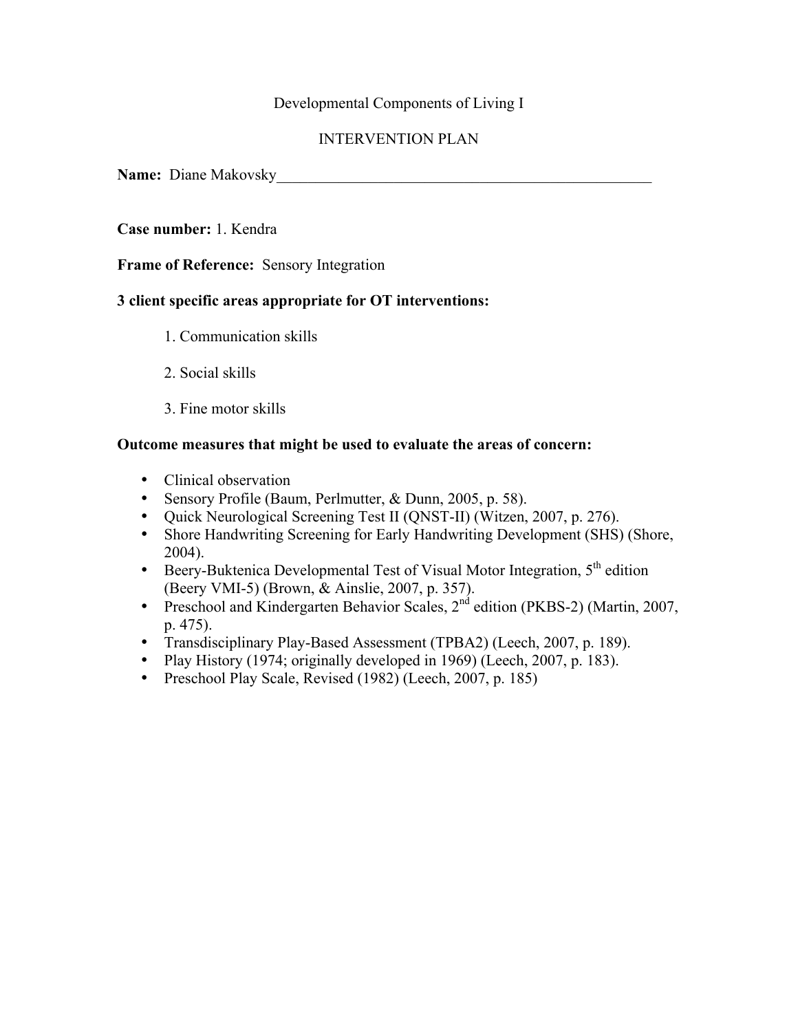Developmental Components of Living I

INTERVENTION PLAN

**Name:** Diane Makovsky___________________________________________________

**Case number:** 1. Kendra

**Frame of Reference:** Sensory Integration

**3 client specific areas appropriate for OT interventions:**

1. Communication skills

2. Social skills

3. Fine motor skills

**Outcome measures that might be used to evaluate the areas of concern:**

- Clinical observation
- Sensory Profile (Baum, Perlmutter, & Dunn, 2005, p. 58).
- Quick Neurological Screening Test II (QNST-II) (Witzen, 2007, p. 276).
- Shore Handwriting Screening for Early Handwriting Development (SHS) (Shore, 2004).
- Beery-Buktenica Developmental Test of Visual Motor Integration, 5th edition (Beery VMI-5) (Brown, & Ainslie, 2007, p. 357).
- Preschool and Kindergarten Behavior Scales, 2nd edition (PKBS-2) (Martin, 2007, p. 475).
- Transdisciplinary Play-Based Assessment (TPBA2) (Leech, 2007, p. 189).
- Play History (1974; originally developed in 1969) (Leech, 2007, p. 183).
- Preschool Play Scale, Revised (1982) (Leech, 2007, p. 185)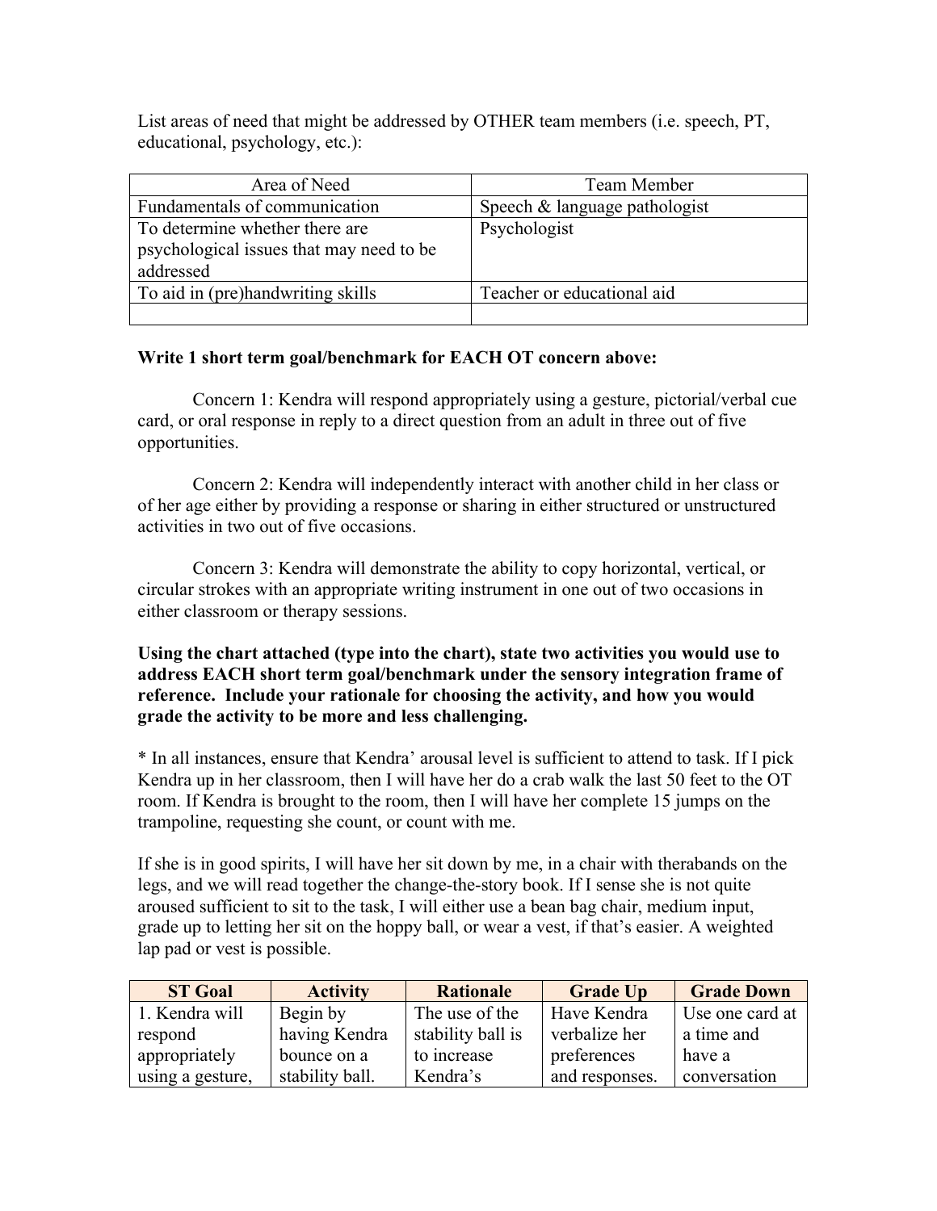List areas of need that might be addressed by OTHER team members (i.e. speech, PT, educational, psychology, etc.):

| Area of Need | Team Member |
|---|---|
| Fundamentals of communication | Speech & language pathologist |
| To determine whether there are psychological issues that may need to be addressed | Psychologist |
| To aid in (pre)handwriting skills | Teacher or educational aid |
| | |

**Write 1 short term goal/benchmark for EACH OT concern above:**

Concern 1: Kendra will respond appropriately using a gesture, pictorial/verbal cue card, or oral response in reply to a direct question from an adult in three out of five opportunities.

Concern 2: Kendra will independently interact with another child in her class or of her age either by providing a response or sharing in either structured or unstructured activities in two out of five occasions.

Concern 3: Kendra will demonstrate the ability to copy horizontal, vertical, or circular strokes with an appropriate writing instrument in one out of two occasions in either classroom or therapy sessions.

**Using the chart attached (type into the chart), state two activities you would use to address EACH short term goal/benchmark under the sensory integration frame of reference. Include your rationale for choosing the activity, and how you would grade the activity to be more and less challenging.**

* In all instances, ensure that Kendra' arousal level is sufficient to attend to task. If I pick Kendra up in her classroom, then I will have her do a crab walk the last 50 feet to the OT room. If Kendra is brought to the room, then I will have her complete 15 jumps on the trampoline, requesting she count, or count with me.

If she is in good spirits, I will have her sit down by me, in a chair with therabands on the legs, and we will read together the change-the-story book. If I sense she is not quite aroused sufficient to sit to the task, I will either use a bean bag chair, medium input, grade up to letting her sit on the hoppy ball, or wear a vest, if that's easier. A weighted lap pad or vest is possible.

| ST Goal | Activity | Rationale | Grade Up | Grade Down |
|---|---|---|---|---|
| 1. Kendra will respond appropriately using a gesture, | Begin by having Kendra bounce on a stability ball. | The use of the stability ball is to increase Kendra's | Have Kendra verbalize her preferences and responses. | Use one card at a time and have a conversation |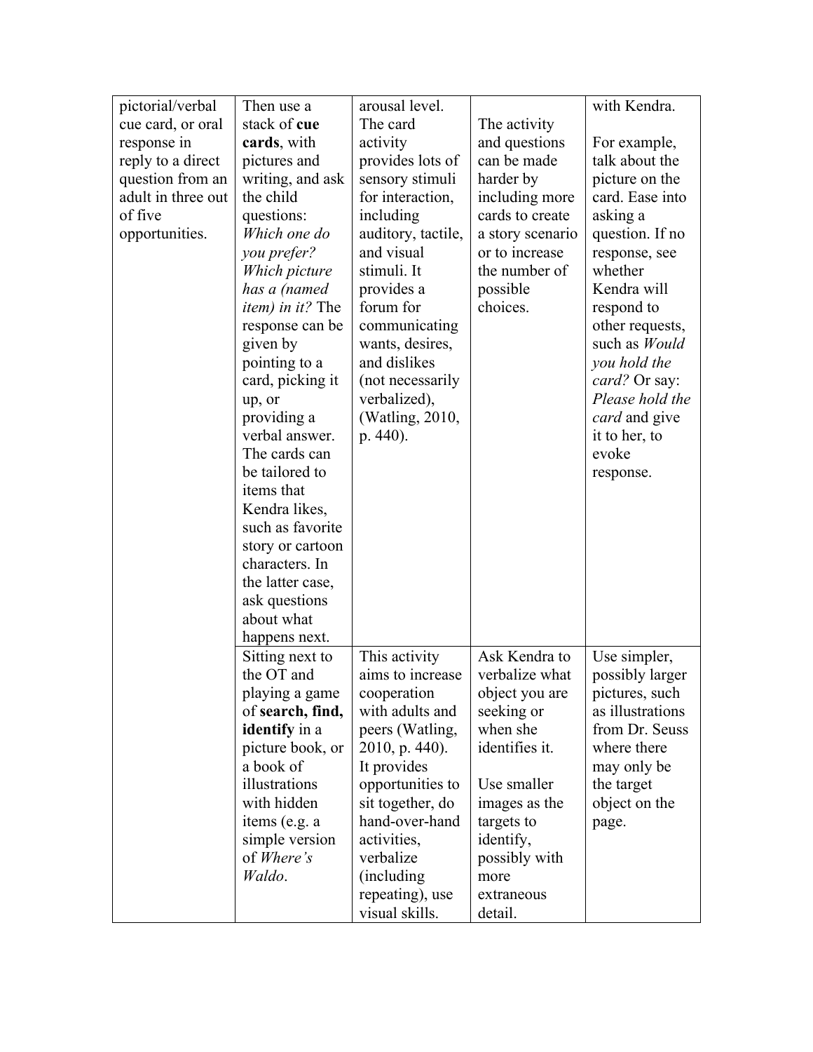| pictorial/verbal cue card, or oral response in reply to a direct question from an adult in three out of five opportunities. | Then use a stack of **cue cards**, with pictures and writing, and ask the child questions: *Which one do you prefer? Which picture has a (named item) in it?* The response can be given by pointing to a card, picking it up, or providing a verbal answer. The cards can be tailored to items that Kendra likes, such as favorite story or cartoon characters. In the latter case, ask questions about what happens next. | arousal level. The card activity provides lots of sensory stimuli for interaction, including auditory, tactile, and visual stimuli. It provides a forum for communicating wants, desires, and dislikes (not necessarily verbalized), (Watling, 2010, p. 440). | The activity and questions can be made harder by including more cards to create a story scenario or to increase the number of possible choices. | with Kendra.<br><br>For example, talk about the picture on the card. Ease into asking a question. If no response, see whether Kendra will respond to other requests, such as *Would you hold the card?* Or say: *Please hold the card* and give it to her, to evoke response. |
|---|---|---|---|---|
| | Sitting next to the OT and playing a game of **search, find, identify** in a picture book, or a book of illustrations with hidden items (e.g. a simple version of *Where's Waldo*. | This activity aims to increase cooperation with adults and peers (Watling, 2010, p. 440). It provides opportunities to sit together, do hand-over-hand activities, verbalize (including repeating), use visual skills. | Ask Kendra to verbalize what object you are seeking or when she identifies it.<br><br>Use smaller images as the targets to identify, possibly with more extraneous detail. | Use simpler, possibly larger pictures, such as illustrations from Dr. Seuss where there may only be the target object on the page. |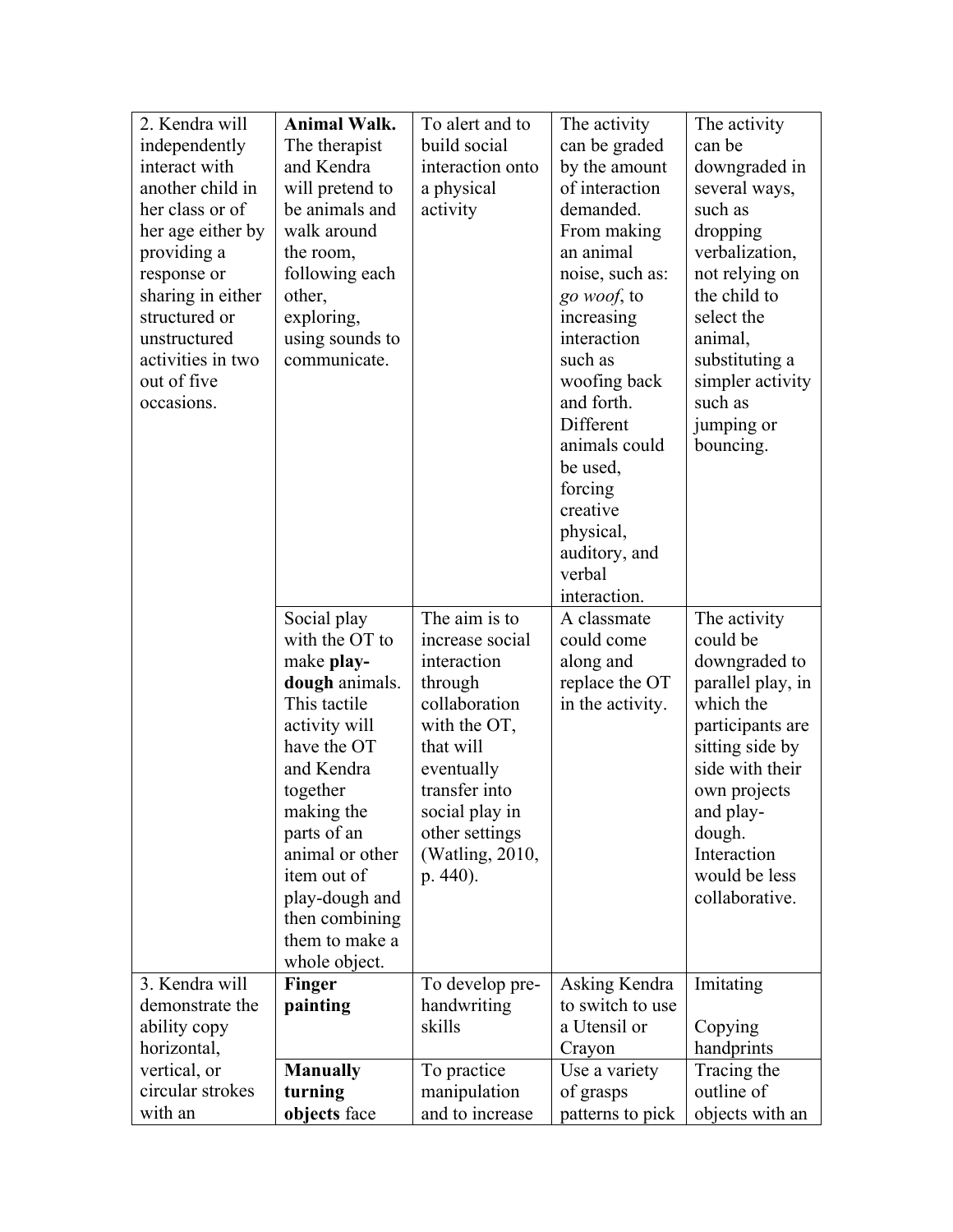| | | | | |
|---|---|---|---|---|
| 2. Kendra will independently interact with another child in her class or of her age either by providing a response or sharing in either structured or unstructured activities in two out of five occasions. | **Animal Walk.** The therapist and Kendra will pretend to be animals and walk around the room, following each other, exploring, using sounds to communicate. | To alert and to build social interaction onto a physical activity | The activity can be graded by the amount of interaction demanded. From making an animal noise, such as: *go woof*, to increasing interaction such as woofing back and forth. Different animals could be used, forcing creative physical, auditory, and verbal interaction. | The activity can be downgraded in several ways, such as dropping verbalization, not relying on the child to select the animal, substituting a simpler activity such as jumping or bouncing. |
| | Social play with the OT to make **play-dough** animals. This tactile activity will have the OT and Kendra together making the parts of an animal or other item out of play-dough and then combining them to make a whole object. | The aim is to increase social interaction through collaboration with the OT, that will eventually transfer into social play in other settings (Watling, 2010, p. 440). | A classmate could come along and replace the OT in the activity. | The activity could be downgraded to parallel play, in which the participants are sitting side by side with their own projects and play-dough. Interaction would be less collaborative. |
| 3. Kendra will demonstrate the ability copy horizontal, vertical, or circular strokes with an | **Finger painting** | To develop pre-handwriting skills | Asking Kendra to switch to use a Utensil or Crayon | Imitating<br><br>Copying handprints |
| | **Manually turning objects** face | To practice manipulation and to increase | Use a variety of grasps patterns to pick | Tracing the outline of objects with an |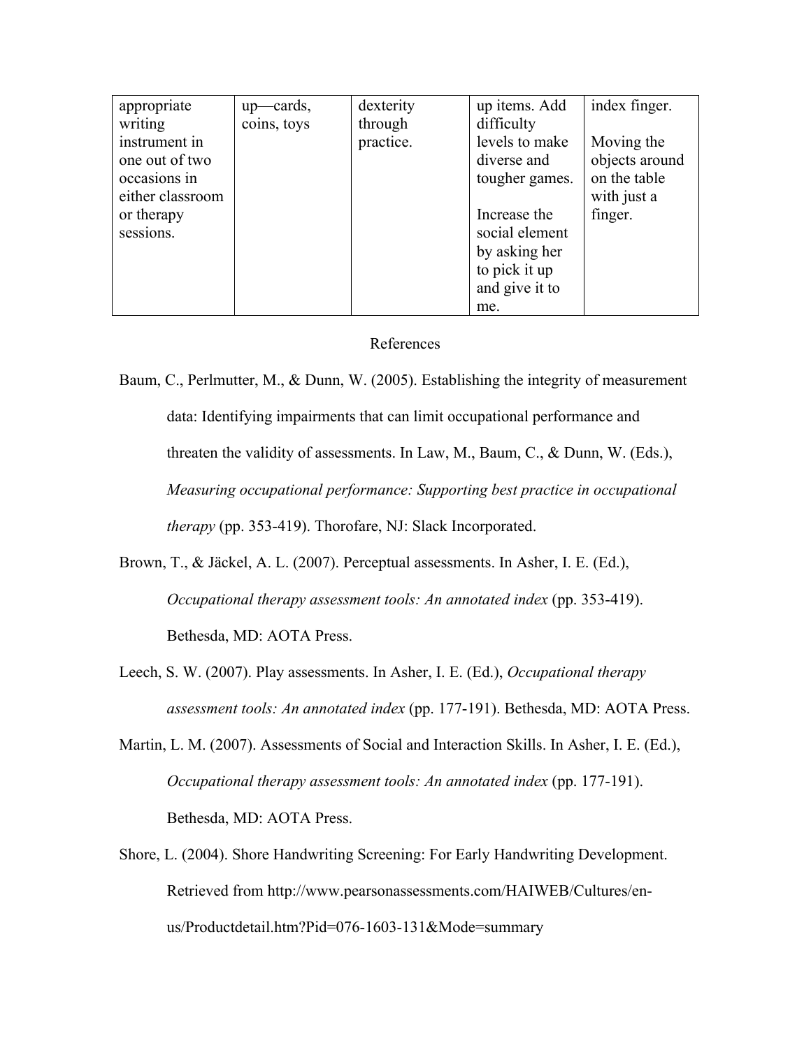| | | | | |
|---|---|---|---|---|
| appropriate writing instrument in one out of two occasions in either classroom or therapy sessions. | up—cards, coins, toys | dexterity through practice. | up items. Add difficulty levels to make diverse and tougher games.<br><br>Increase the social element by asking her to pick it up and give it to me. | index finger.<br><br>Moving the objects around on the table with just a finger. |

References

Baum, C., Perlmutter, M., & Dunn, W. (2005). Establishing the integrity of measurement data: Identifying impairments that can limit occupational performance and threaten the validity of assessments. In Law, M., Baum, C., & Dunn, W. (Eds.), *Measuring occupational performance: Supporting best practice in occupational therapy* (pp. 353-419). Thorofare, NJ: Slack Incorporated.

Brown, T., & Jäckel, A. L. (2007). Perceptual assessments. In Asher, I. E. (Ed.), *Occupational therapy assessment tools: An annotated index* (pp. 353-419). Bethesda, MD: AOTA Press.

Leech, S. W. (2007). Play assessments. In Asher, I. E. (Ed.), *Occupational therapy assessment tools: An annotated index* (pp. 177-191). Bethesda, MD: AOTA Press.

Martin, L. M. (2007). Assessments of Social and Interaction Skills. In Asher, I. E. (Ed.), *Occupational therapy assessment tools: An annotated index* (pp. 177-191). Bethesda, MD: AOTA Press.

Shore, L. (2004). Shore Handwriting Screening: For Early Handwriting Development. Retrieved from http://www.pearsonassessments.com/HAIWEB/Cultures/en-us/Productdetail.htm?Pid=076-1603-131&Mode=summary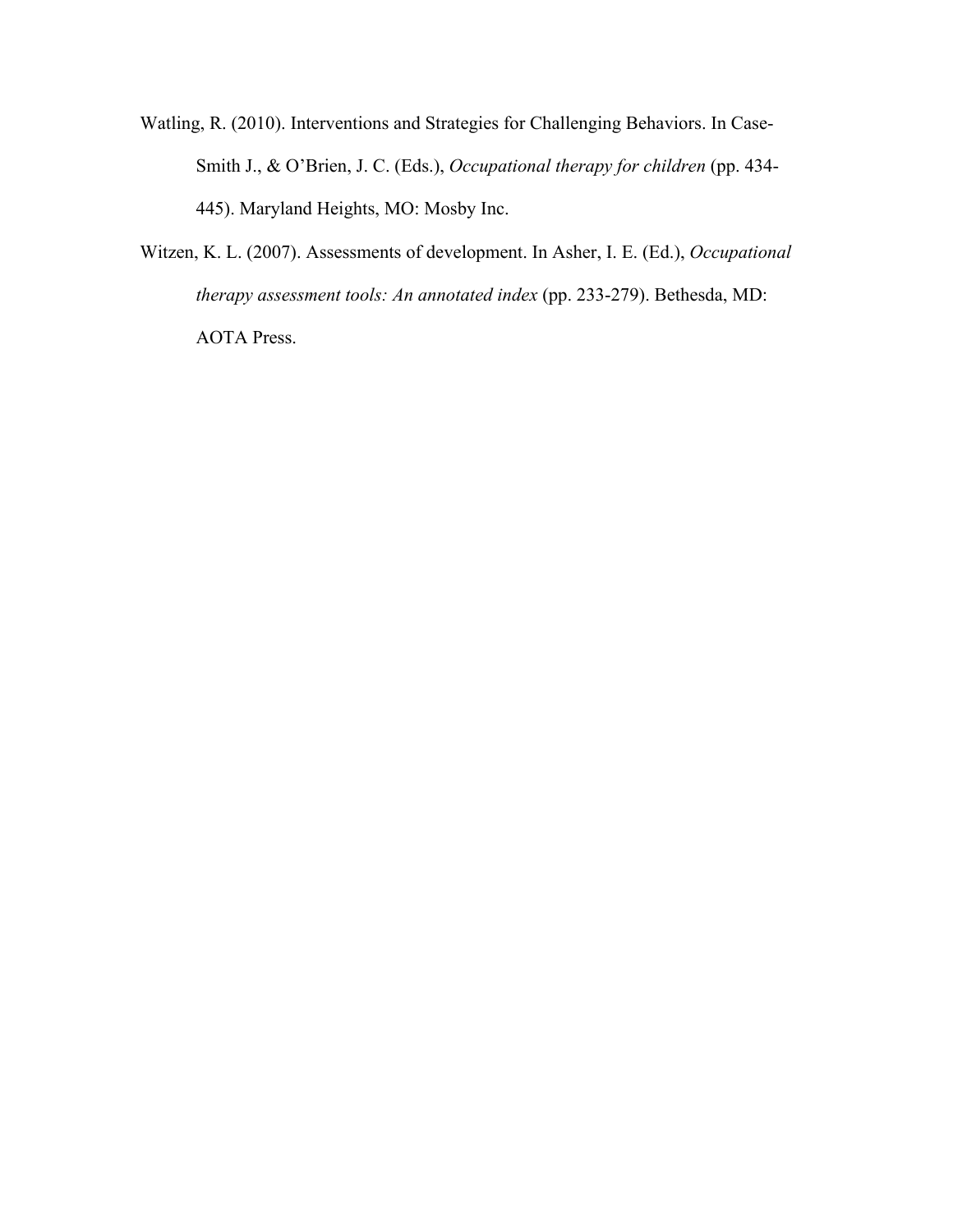Watling, R. (2010). Interventions and Strategies for Challenging Behaviors. In Case-Smith J., & O'Brien, J. C. (Eds.), *Occupational therapy for children* (pp. 434-445). Maryland Heights, MO: Mosby Inc.

Witzen, K. L. (2007). Assessments of development. In Asher, I. E. (Ed.), *Occupational therapy assessment tools: An annotated index* (pp. 233-279). Bethesda, MD: AOTA Press.